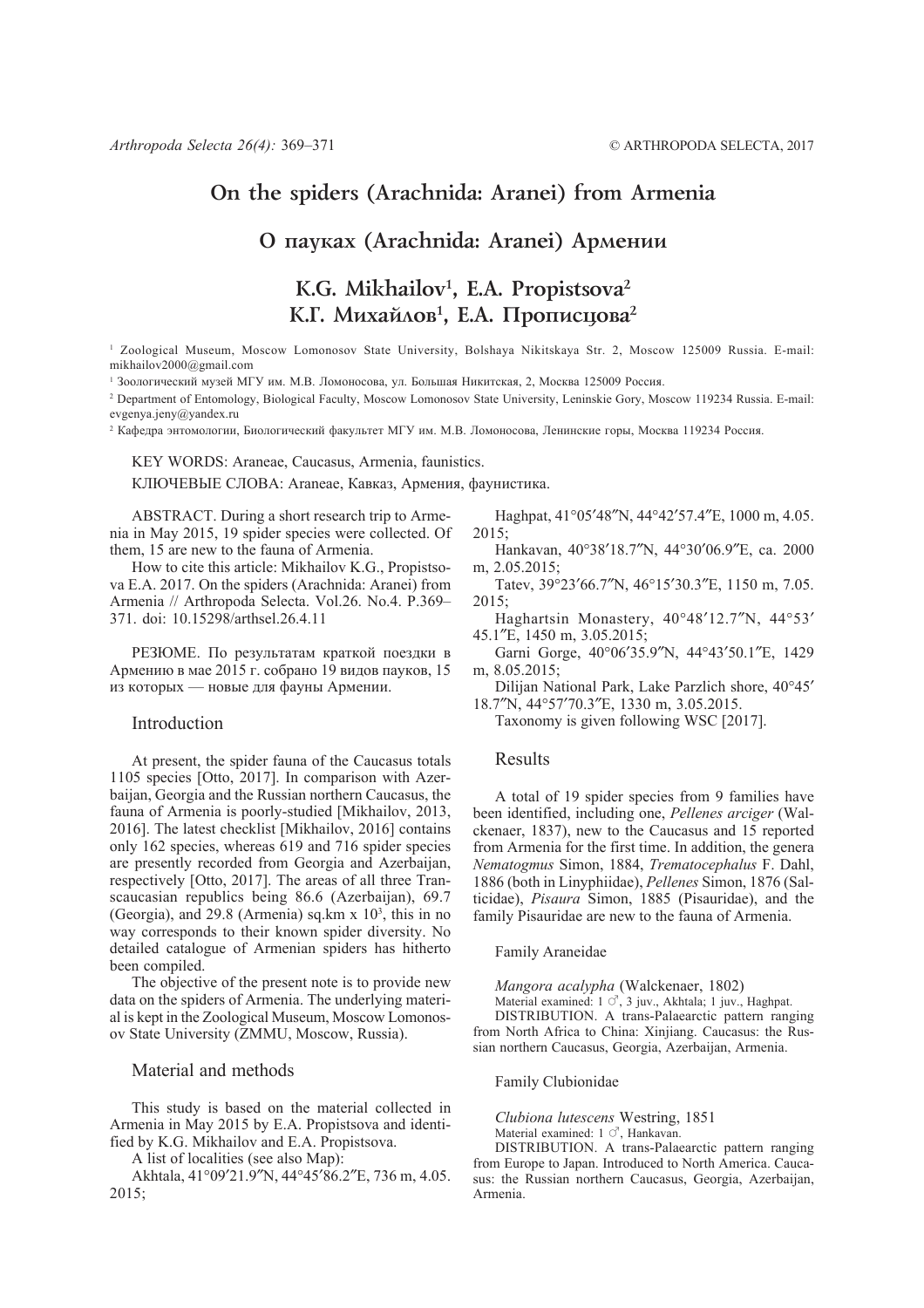# On the spiders (Arachnida: Aranei) from Armenia

# О пауках (Arachnida: Aranei) Армении

## K.G. Mikhailov[1], E.A. Propistsova[2]

## К.Г. Михайлов[1], Е.А. Прописцова[2]

[1] Zoological Museum, Moscow Lomonosov State University, Bolshaya Nikitskaya Str. 2, Moscow 125009 Russia. E-mail: mikhailov2000@gmail.com

[1] Зоологический музей МГУ им. М.В. Ломоносова, ул. Большая Никитская, 2, Москва 125009 Россия.

[2] Department of Entomology, Biological Faculty, Moscow Lomonosov State University, Leninskie Gory, Moscow 119234 Russia. E-mail: evgenya.jeny@yandex.ru

[2] Кафедра энтомологии, Биологический факультет МГУ им. М.В. Ломоносова, Ленинские горы, Москва 119234 Россия.

KEY WORDS: Araneae, Caucasus, Armenia, faunistics.

КЛЮЧЕВЫЕ СЛОВА: Araneae, Кавказ, Армения, фаунистика.

ABSTRACT. During a short research trip to Armenia in May 2015, 19 spider species were collected. Of them, 15 are new to the fauna of Armenia.

How to cite this article: Mikhailov K.G., Propistsova E.A. 2017. On the spiders (Arachnida: Aranei) from Armenia // Arthropoda Selecta. Vol.26. No.4. P.369–371. doi: 10.15298/arthsel.26.4.11

РЕЗЮМЕ. По результатам краткой поездки в Армению в мае 2015 г. собрано 19 видов пауков, 15 из которых — новые для фауны Армении.

## Introduction

At present, the spider fauna of the Caucasus totals 1105 species [Otto, 2017]. In comparison with Azerbaijan, Georgia and the Russian northern Caucasus, the fauna of Armenia is poorly-studied [Mikhailov, 2013, 2016]. The latest checklist [Mikhailov, 2016] contains only 162 species, whereas 619 and 716 spider species are presently recorded from Georgia and Azerbaijan, respectively [Otto, 2017]. The areas of all three Transcaucasian republics being 86.6 (Azerbaijan), 69.7 (Georgia), and 29.8 (Armenia) sq.km x $10^3$, this in no way corresponds to their known spider diversity. No detailed catalogue of Armenian spiders has hitherto been compiled.

The objective of the present note is to provide new data on the spiders of Armenia. The underlying material is kept in the Zoological Museum, Moscow Lomonosov State University (ZMMU, Moscow, Russia).

## Material and methods

This study is based on the material collected in Armenia in May 2015 by E.A. Propistsova and identified by K.G. Mikhailov and E.A. Propistsova.

A list of localities (see also Map):

Akhtala, 41°09′21.9″N, 44°45′86.2″E, 736 m, 4.05. 2015;

Haghpat, 41°05′48″N, 44°42′57.4″E, 1000 m, 4.05. 2015;

Hankavan, 40°38′18.7″N, 44°30′06.9″E, ca. 2000 m, 2.05.2015;

Tatev, 39°23′66.7″N, 46°15′30.3″E, 1150 m, 7.05. 2015;

Haghartsin Monastery, 40°48′12.7″N, 44°53′ 45.1″E, 1450 m, 3.05.2015;

Garni Gorge, 40°06′35.9″N, 44°43′50.1″E, 1429 m, 8.05.2015;

Dilijan National Park, Lake Parzlich shore, 40°45′ 18.7″N, 44°57′70.3″E, 1330 m, 3.05.2015.

Taxonomy is given following WSC [2017].

## Results

A total of 19 spider species from 9 families have been identified, including one, *Pellenes arciger* (Walckenaer, 1837), new to the Caucasus and 15 reported from Armenia for the first time. In addition, the genera *Nematogmus* Simon, 1884, *Trematocephalus* F. Dahl, 1886 (both in Linyphiidae), *Pellenes* Simon, 1876 (Salticidae), *Pisaura* Simon, 1885 (Pisauridae), and the family Pisauridae are new to the fauna of Armenia.

### Family Araneidae

*Mangora acalypha* (Walckenaer, 1802)

Material examined: 1 ♂, 3 juv., Akhtala; 1 juv., Haghpat.

DISTRIBUTION. A trans-Palaearctic pattern ranging from North Africa to China: Xinjiang. Caucasus: the Russian northern Caucasus, Georgia, Azerbaijan, Armenia.

### Family Clubionidae

*Clubiona lutescens* Westring, 1851

Material examined: 1 ♂, Hankavan.

DISTRIBUTION. A trans-Palaearctic pattern ranging from Europe to Japan. Introduced to North America. Caucasus: the Russian northern Caucasus, Georgia, Azerbaijan, Armenia.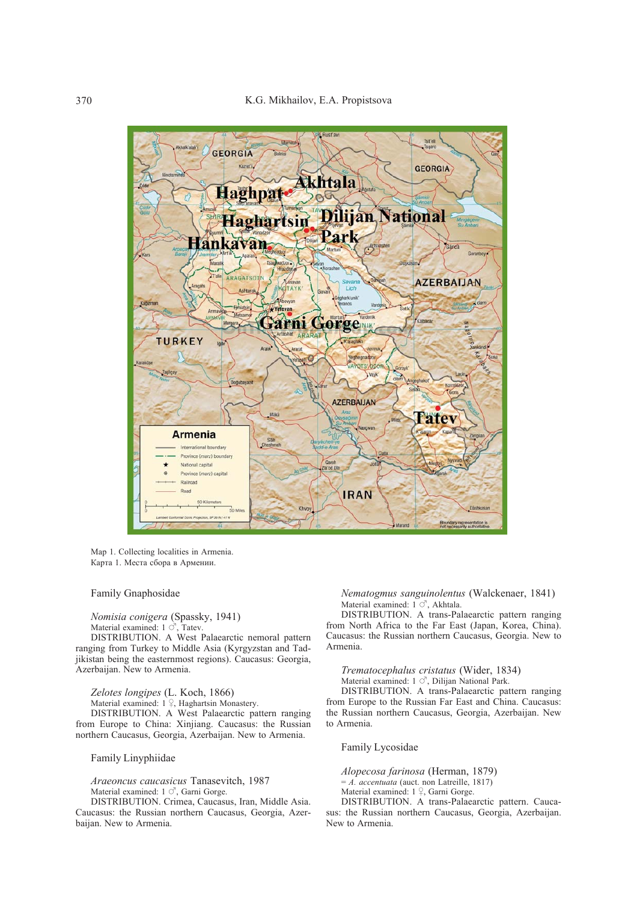Map 1. Collecting localities in Armenia.
Карта 1. Места сбора в Армении.

Family Gnaphosidae

*Nomisia conigera* (Spassky, 1941)
Material examined: 1 ♂, Tatev.
DISTRIBUTION. A West Palaearctic nemoral pattern ranging from Turkey to Middle Asia (Kyrgyzstan and Tadjikistan being the easternmost regions). Caucasus: Georgia, Azerbaijan. New to Armenia.

*Zelotes longipes* (L. Koch, 1866)
Material examined: 1 ♀, Haghartsin Monastery.
DISTRIBUTION. A West Palaearctic pattern ranging from Europe to China: Xinjiang. Caucasus: the Russian northern Caucasus, Georgia, Azerbaijan. New to Armenia.

Family Linyphiidae

*Araeoncus caucasicus* Tanasevitch, 1987
Material examined: 1 ♂, Garni Gorge.
DISTRIBUTION. Crimea, Caucasus, Iran, Middle Asia. Caucasus: the Russian northern Caucasus, Georgia, Azerbaijan. New to Armenia.

*Nematogmus sanguinolentus* (Walckenaer, 1841)
Material examined: 1 ♂, Akhtala.
DISTRIBUTION. A trans-Palaearctic pattern ranging from North Africa to the Far East (Japan, Korea, China). Caucasus: the Russian northern Caucasus, Georgia. New to Armenia.

*Trematocephalus cristatus* (Wider, 1834)
Material examined: 1 ♂, Dilijan National Park.
DISTRIBUTION. A trans-Palaearctic pattern ranging from Europe to the Russian Far East and China. Caucasus: the Russian northern Caucasus, Georgia, Azerbaijan. New to Armenia.

Family Lycosidae

*Alopecosa farinosa* (Herman, 1879)
= *A. accentuata* (auct. non Latreille, 1817)
Material examined: 1 ♀, Garni Gorge.
DISTRIBUTION. A trans-Palaearctic pattern. Caucasus: the Russian northern Caucasus, Georgia, Azerbaijan. New to Armenia.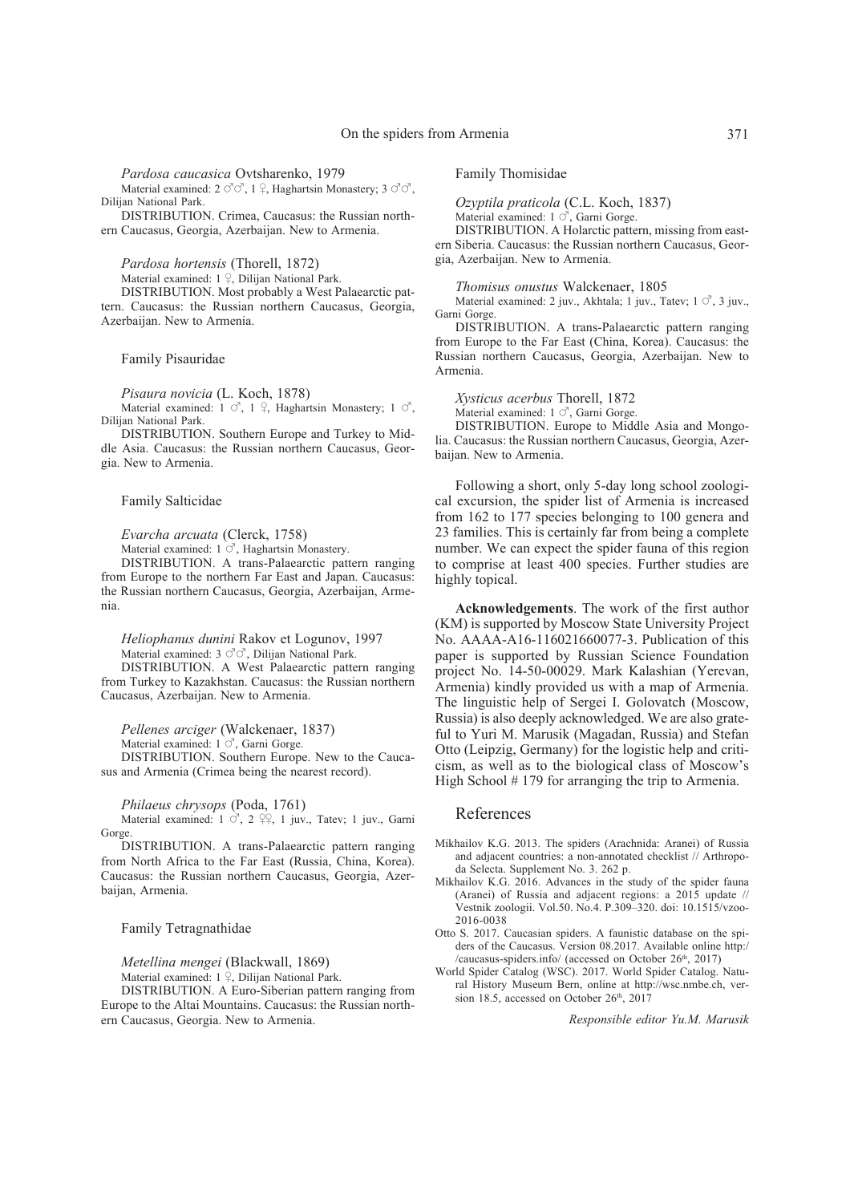*Pardosa caucasica* Ovtsharenko, 1979

Material examined: 2 ♂♂, 1 ♀, Haghartsin Monastery; 3 ♂♂, Dilijan National Park.

DISTRIBUTION. Crimea, Caucasus: the Russian northern Caucasus, Georgia, Azerbaijan. New to Armenia.

*Pardosa hortensis* (Thorell, 1872)

Material examined: 1 ♀, Dilijan National Park.

DISTRIBUTION. Most probably a West Palaearctic pattern. Caucasus: the Russian northern Caucasus, Georgia, Azerbaijan. New to Armenia.

Family Pisauridae

*Pisaura novicia* (L. Koch, 1878)

Material examined: 1 ♂, 1 ♀, Haghartsin Monastery; 1 ♂, Dilijan National Park.

DISTRIBUTION. Southern Europe and Turkey to Middle Asia. Caucasus: the Russian northern Caucasus, Georgia. New to Armenia.

Family Salticidae

*Evarcha arcuata* (Clerck, 1758)

Material examined: 1 ♂, Haghartsin Monastery.

DISTRIBUTION. A trans-Palaearctic pattern ranging from Europe to the northern Far East and Japan. Caucasus: the Russian northern Caucasus, Georgia, Azerbaijan, Armenia.

*Heliophanus dunini* Rakov et Logunov, 1997

Material examined: 3 ♂♂, Dilijan National Park.

DISTRIBUTION. A West Palaearctic pattern ranging from Turkey to Kazakhstan. Caucasus: the Russian northern Caucasus, Azerbaijan. New to Armenia.

*Pellenes arciger* (Walckenaer, 1837)

Material examined: 1 ♂, Garni Gorge.

DISTRIBUTION. Southern Europe. New to the Caucasus and Armenia (Crimea being the nearest record).

*Philaeus chrysops* (Poda, 1761)

Material examined: 1 ♂, 2 ♀♀, 1 juv., Tatev; 1 juv., Garni Gorge.

DISTRIBUTION. A trans-Palaearctic pattern ranging from North Africa to the Far East (Russia, China, Korea). Caucasus: the Russian northern Caucasus, Georgia, Azerbaijan, Armenia.

Family Tetragnathidae

*Metellina mengei* (Blackwall, 1869)

Material examined: 1 ♀, Dilijan National Park.

DISTRIBUTION. A Euro-Siberian pattern ranging from Europe to the Altai Mountains. Caucasus: the Russian northern Caucasus, Georgia. New to Armenia.

Family Thomisidae

*Ozyptila praticola* (C.L. Koch, 1837)

Material examined: 1 ♂, Garni Gorge.

DISTRIBUTION. A Holarctic pattern, missing from eastern Siberia. Caucasus: the Russian northern Caucasus, Georgia, Azerbaijan. New to Armenia.

*Thomisus onustus* Walckenaer, 1805

Material examined: 2 juv., Akhtala; 1 juv., Tatev; 1 ♂, 3 juv., Garni Gorge.

DISTRIBUTION. A trans-Palaearctic pattern ranging from Europe to the Far East (China, Korea). Caucasus: the Russian northern Caucasus, Georgia, Azerbaijan. New to Armenia.

*Xysticus acerbus* Thorell, 1872

Material examined: 1 ♂, Garni Gorge.

DISTRIBUTION. Europe to Middle Asia and Mongolia. Caucasus: the Russian northern Caucasus, Georgia, Azerbaijan. New to Armenia.

Following a short, only 5-day long school zoological excursion, the spider list of Armenia is increased from 162 to 177 species belonging to 100 genera and 23 families. This is certainly far from being a complete number. We can expect the spider fauna of this region to comprise at least 400 species. Further studies are highly topical.

**Acknowledgements**. The work of the first author (KM) is supported by Moscow State University Project No. AAAA-A16-116021660077-3. Publication of this paper is supported by Russian Science Foundation project No. 14-50-00029. Mark Kalashian (Yerevan, Armenia) kindly provided us with a map of Armenia. The linguistic help of Sergei I. Golovatch (Moscow, Russia) is also deeply acknowledged. We are also grateful to Yuri M. Marusik (Magadan, Russia) and Stefan Otto (Leipzig, Germany) for the logistic help and criticism, as well as to the biological class of Moscow's High School # 179 for arranging the trip to Armenia.

## References

Mikhailov K.G. 2013. The spiders (Arachnida: Aranei) of Russia and adjacent countries: a non-annotated checklist // Arthropoda Selecta. Supplement No. 3. 262 p.

Mikhailov K.G. 2016. Advances in the study of the spider fauna (Aranei) of Russia and adjacent regions: a 2015 update // Vestnik zoologii. Vol.50. No.4. P.309–320. doi: 10.1515/vzoo-2016-0038

Otto S. 2017. Caucasian spiders. A faunistic database on the spiders of the Caucasus. Version 08.2017. Available online http://caucasus-spiders.info/ (accessed on October 26th, 2017)

World Spider Catalog (WSC). 2017. World Spider Catalog. Natural History Museum Bern, online at http://wsc.nmbe.ch, version 18.5, accessed on October 26th, 2017

*Responsible editor Yu.M. Marusik*